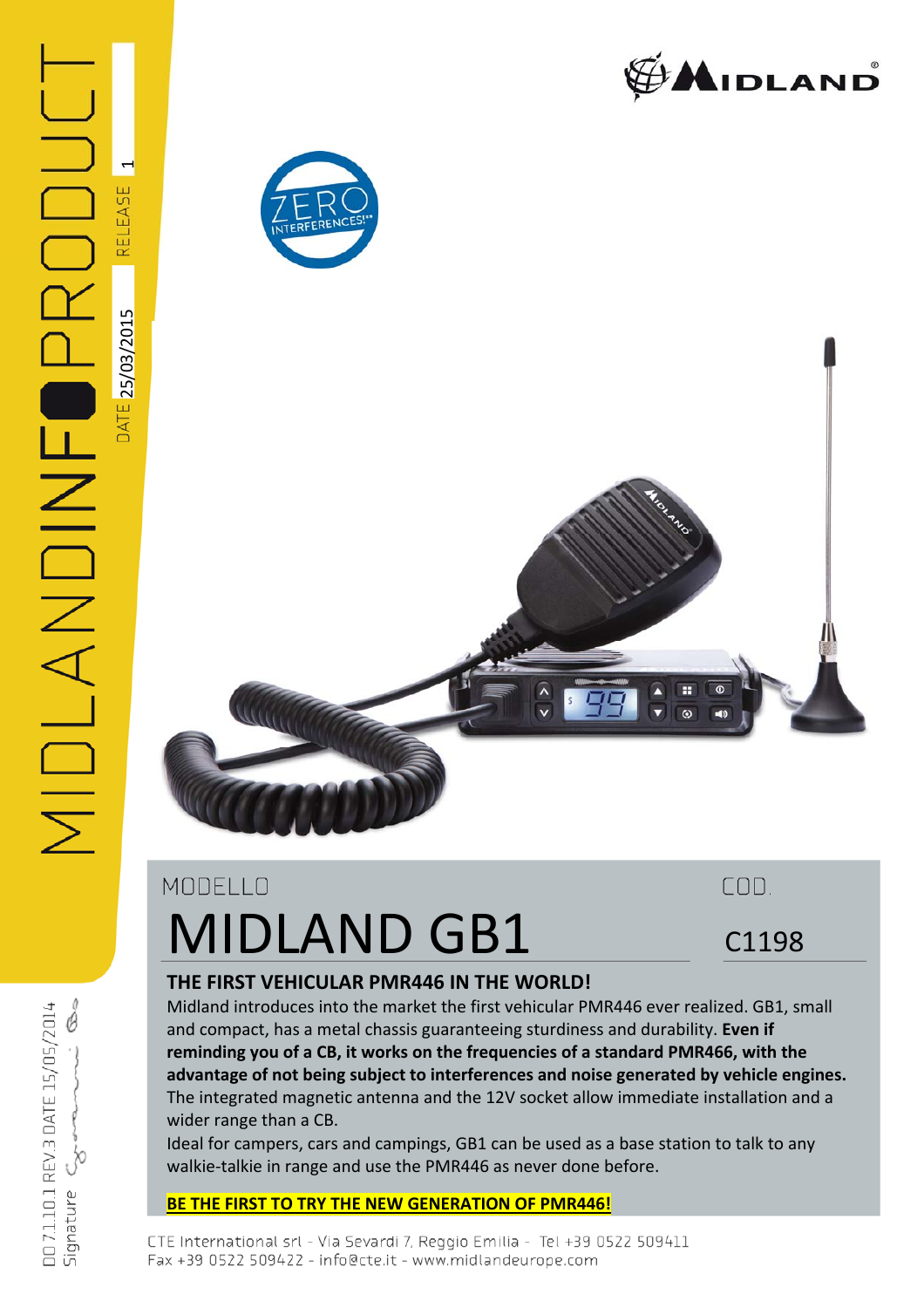MIDLANDINFOPRODUCT

DATE 25/03/2015 RELEASE 1

MIDLAND

ZERO INTERFERENCES!

MODELLO

# MIDLAND GB1

COD.

C1198

## THE FIRST VEHICULAR PMR446 IN THE WORLD!

Midland introduces into the market the first vehicular PMR446 ever realized. GB1, small and compact, has a metal chassis guaranteeing sturdiness and durability. **Even if reminding you of a CB, it works on the frequencies of a standard PMR466, with the advantage of not being subject to interferences and noise generated by vehicle engines.** The integrated magnetic antenna and the 12V socket allow immediate installation and a wider range than a CB.

Ideal for campers, cars and campings, GB1 can be used as a base station to talk to any walkie-talkie in range and use the PMR446 as never done before.

**BE THE FIRST TO TRY THE NEW GENERATION OF PMR446!**

CTE International srl - Via Sevardi 7, Reggio Emilia - Tel +39 0522 509411
Fax +39 0522 509422 - info@cte.it - www.midlandeurope.com

D0 7.10.1 REV.3 DATE 15/05/2014
Signature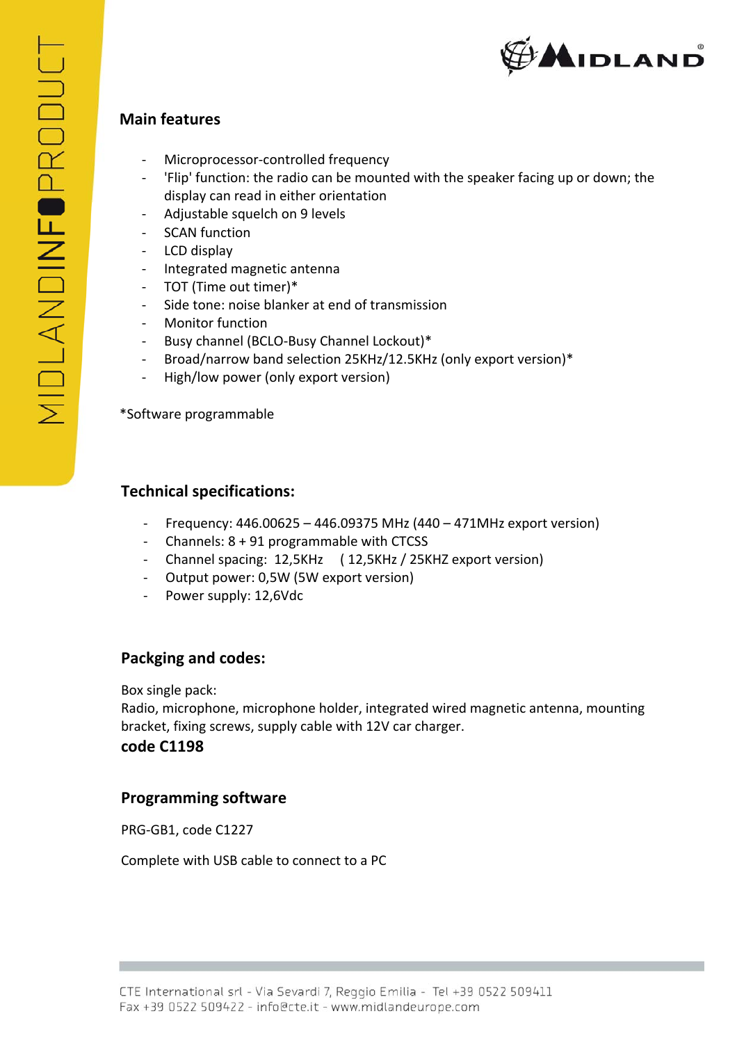## Main features

- Microprocessor-controlled frequency
- 'Flip' function: the radio can be mounted with the speaker facing up or down; the display can read in either orientation
- Adjustable squelch on 9 levels
- SCAN function
- LCD display
- Integrated magnetic antenna
- TOT (Time out timer)*
- Side tone: noise blanker at end of transmission
- Monitor function
- Busy channel (BCLO-Busy Channel Lockout)*
- Broad/narrow band selection 25KHz/12.5KHz (only export version)*
- High/low power (only export version)

*Software programmable

## Technical specifications:

- Frequency: 446.00625 – 446.09375 MHz (440 – 471MHz export version)
- Channels: 8 + 91 programmable with CTCSS
- Channel spacing: 12,5KHz ( 12,5KHz / 25KHZ export version)
- Output power: 0,5W (5W export version)
- Power supply: 12,6Vdc

## Packging and codes:

Box single pack:
Radio, microphone, microphone holder, integrated wired magnetic antenna, mounting bracket, fixing screws, supply cable with 12V car charger.

**code C1198**

## Programming software

PRG-GB1, code C1227

Complete with USB cable to connect to a PC

CTE International srl - Via Sevardi 7, Reggio Emilia - Tel +39 0522 509411
Fax +39 0522 509422 - info@cte.it - www.midlandeurope.com